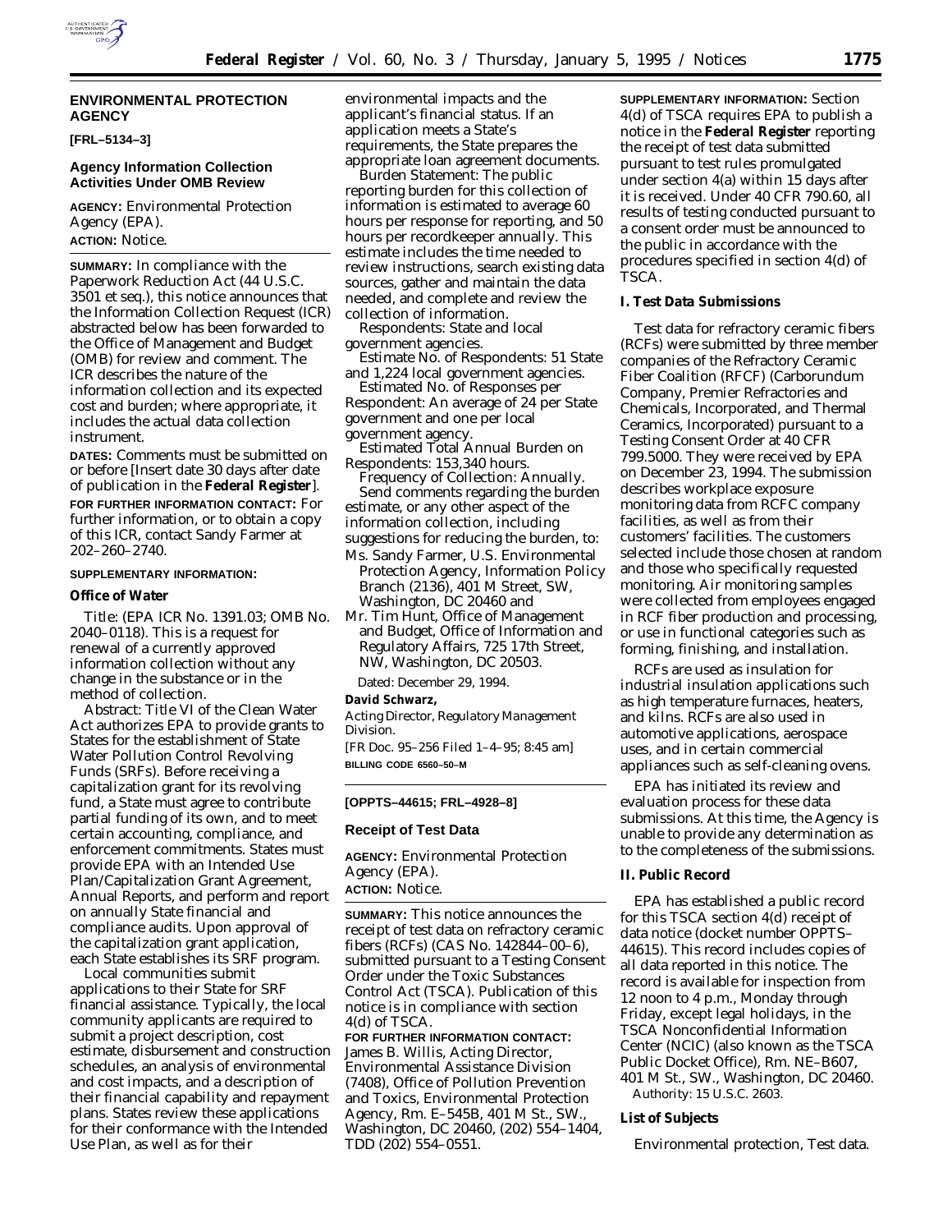## ENVIRONMENTAL PROTECTION AGENCY

**[FRL–5134–3]**

### Agency Information Collection Activities Under OMB Review

**AGENCY:** Environmental Protection Agency (EPA).

**ACTION:** Notice.

**SUMMARY:** In compliance with the Paperwork Reduction Act (44 U.S.C. 3501 et seq.), this notice announces that the Information Collection Request (ICR) abstracted below has been forwarded to the Office of Management and Budget (OMB) for review and comment. The ICR describes the nature of the information collection and its expected cost and burden; where appropriate, it includes the actual data collection instrument.

**DATES:** Comments must be submitted on or before [Insert date 30 days after date of publication in the **Federal Register**].

**FOR FURTHER INFORMATION CONTACT:** For further information, or to obtain a copy of this ICR, contact Sandy Farmer at 202–260–2740.

**SUPPLEMENTARY INFORMATION:**

**Office of Water**

*Title:* (EPA ICR No. 1391.03; OMB No. 2040–0118). This is a request for renewal of a currently approved information collection without any change in the substance or in the method of collection.

*Abstract:* Title VI of the Clean Water Act authorizes EPA to provide grants to States for the establishment of State Water Pollution Control Revolving Funds (SRFs). Before receiving a capitalization grant for its revolving fund, a State must agree to contribute partial funding of its own, and to meet certain accounting, compliance, and enforcement commitments. States must provide EPA with an Intended Use Plan/Capitalization Grant Agreement, Annual Reports, and perform and report on annually State financial and compliance audits. Upon approval of the capitalization grant application, each State establishes its SRF program.

Local communities submit applications to their State for SRF financial assistance. Typically, the local community applicants are required to submit a project description, cost estimate, disbursement and construction schedules, an analysis of environmental and cost impacts, and a description of their financial capability and repayment plans. States review these applications for their conformance with the Intended Use Plan, as well as for their environmental impacts and the applicant's financial status. If an application meets a State's requirements, the State prepares the appropriate loan agreement documents.

*Burden Statement:* The public reporting burden for this collection of information is estimated to average 60 hours per response for reporting, and 50 hours per recordkeeper annually. This estimate includes the time needed to review instructions, search existing data sources, gather and maintain the data needed, and complete and review the collection of information.

*Respondents:* State and local government agencies.

*Estimate No. of Respondents:* 51 State and 1,224 local government agencies.

*Estimated No. of Responses per Respondent:* An average of 24 per State government and one per local government agency.

*Estimated Total Annual Burden on Respondents:* 153,340 hours.

*Frequency of Collection:* Annually.

Send comments regarding the burden estimate, or any other aspect of the information collection, including suggestions for reducing the burden, to:

- Ms. Sandy Farmer, U.S. Environmental Protection Agency, Information Policy Branch (2136), 401 M Street, SW, Washington, DC 20460 and
- Mr. Tim Hunt, Office of Management and Budget, Office of Information and Regulatory Affairs, 725 17th Street, NW, Washington, DC 20503.

Dated: December 29, 1994.

**David Schwarz,**

*Acting Director, Regulatory Management Division.*

[FR Doc. 95–256 Filed 1–4–95; 8:45 am]

**BILLING CODE 6560–50–M**

**[OPPTS–44615; FRL–4928–8]**

### Receipt of Test Data

**AGENCY:** Environmental Protection Agency (EPA).

**ACTION:** Notice.

**SUMMARY:** This notice announces the receipt of test data on refractory ceramic fibers (RCFs) (CAS No. 142844–00–6), submitted pursuant to a Testing Consent Order under the Toxic Substances Control Act (TSCA). Publication of this notice is in compliance with section 4(d) of TSCA.

**FOR FURTHER INFORMATION CONTACT:** James B. Willis, Acting Director, Environmental Assistance Division (7408), Office of Pollution Prevention and Toxics, Environmental Protection Agency, Rm. E–545B, 401 M St., SW., Washington, DC 20460, (202) 554–1404, TDD (202) 554–0551.

**SUPPLEMENTARY INFORMATION:** Section 4(d) of TSCA requires EPA to publish a notice in the **Federal Register** reporting the receipt of test data submitted pursuant to test rules promulgated under section 4(a) within 15 days after it is received. Under 40 CFR 790.60, all results of testing conducted pursuant to a consent order must be announced to the public in accordance with the procedures specified in section 4(d) of TSCA.

**I. Test Data Submissions**

Test data for refractory ceramic fibers (RCFs) were submitted by three member companies of the Refractory Ceramic Fiber Coalition (RFCF) (Carborundum Company, Premier Refractories and Chemicals, Incorporated, and Thermal Ceramics, Incorporated) pursuant to a Testing Consent Order at 40 CFR 799.5000. They were received by EPA on December 23, 1994. The submission describes workplace exposure monitoring data from RCFC company facilities, as well as from their customers' facilities. The customers selected include those chosen at random and those who specifically requested monitoring. Air monitoring samples were collected from employees engaged in RCF fiber production and processing, or use in functional categories such as forming, finishing, and installation.

RCFs are used as insulation for industrial insulation applications such as high temperature furnaces, heaters, and kilns. RCFs are also used in automotive applications, aerospace uses, and in certain commercial appliances such as self-cleaning ovens.

EPA has initiated its review and evaluation process for these data submissions. At this time, the Agency is unable to provide any determination as to the completeness of the submissions.

**II. Public Record**

EPA has established a public record for this TSCA section 4(d) receipt of data notice (docket number OPPTS–44615). This record includes copies of all data reported in this notice. The record is available for inspection from 12 noon to 4 p.m., Monday through Friday, except legal holidays, in the TSCA Nonconfidential Information Center (NCIC) (also known as the TSCA Public Docket Office), Rm. NE–B607, 401 M St., SW., Washington, DC 20460.

Authority: 15 U.S.C. 2603.

**List of Subjects**

Environmental protection, Test data.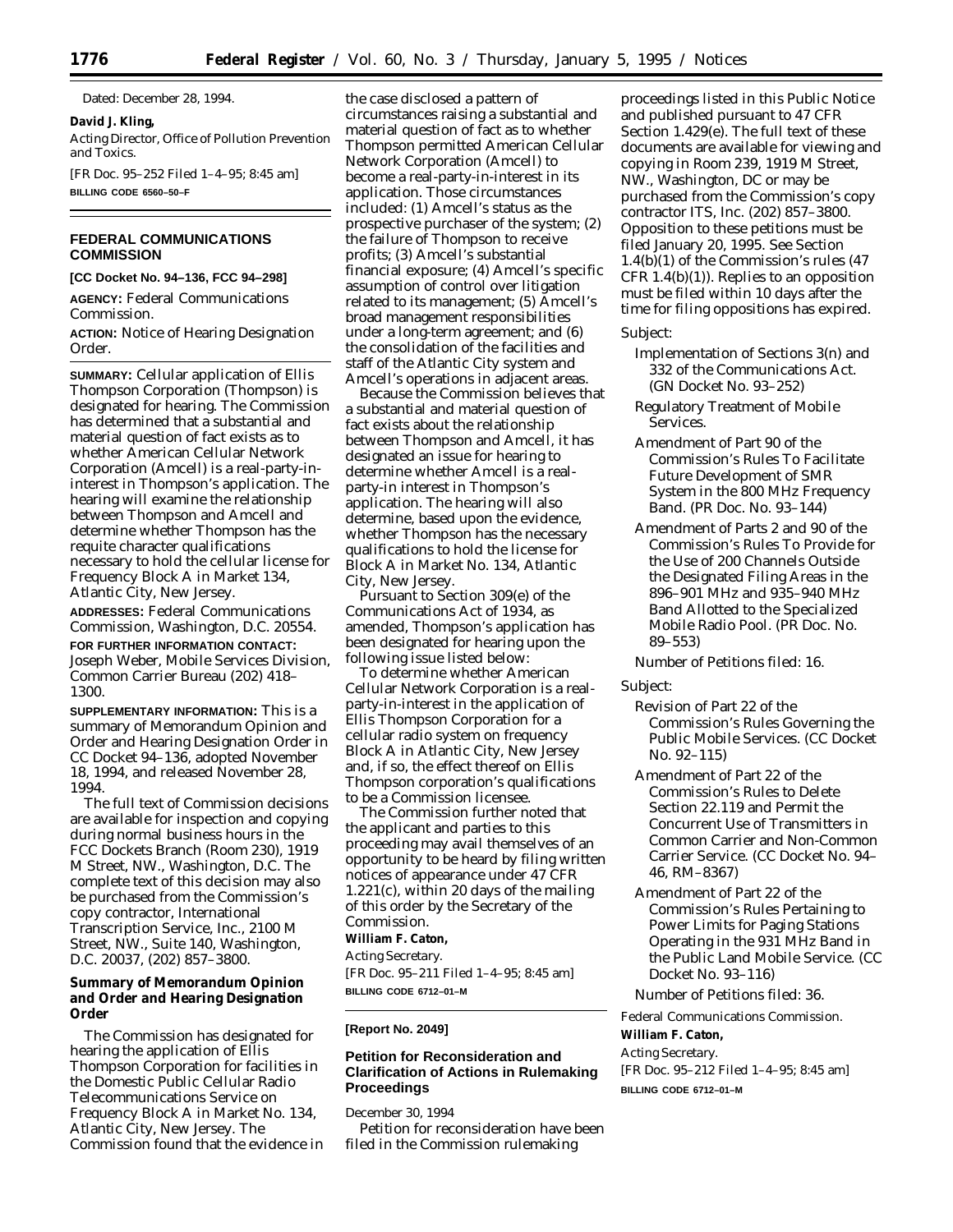Dated: December 28, 1994.

**David J. Kling,**

*Acting Director, Office of Pollution Prevention and Toxics.*

[FR Doc. 95–252 Filed 1–4–95; 8:45 am]

**BILLING CODE 6560–50–F**

## FEDERAL COMMUNICATIONS COMMISSION

**[CC Docket No. 94–136, FCC 94–298]**

**AGENCY:** Federal Communications Commission.

**ACTION:** Notice of Hearing Designation Order.

**SUMMARY:** Cellular application of Ellis Thompson Corporation (Thompson) is designated for hearing. The Commission has determined that a substantial and material question of fact exists as to whether American Cellular Network Corporation (Amcell) is a real-party-in-interest in Thompson's application. The hearing will examine the relationship between Thompson and Amcell and determine whether Thompson has the requite character qualifications necessary to hold the cellular license for Frequency Block A in Market 134, Atlantic City, New Jersey.

**ADDRESSES:** Federal Communications Commission, Washington, D.C. 20554.

**FOR FURTHER INFORMATION CONTACT:** Joseph Weber, Mobile Services Division, Common Carrier Bureau (202) 418–1300.

**SUPPLEMENTARY INFORMATION:** This is a summary of Memorandum Opinion and Order and Hearing Designation Order in CC Docket 94–136, adopted November 18, 1994, and released November 28, 1994.

The full text of Commission decisions are available for inspection and copying during normal business hours in the FCC Dockets Branch (Room 230), 1919 M Street, NW., Washington, D.C. The complete text of this decision may also be purchased from the Commission's copy contractor, International Transcription Service, Inc., 2100 M Street, NW., Suite 140, Washington, D.C. 20037, (202) 857–3800.

### Summary of Memorandum Opinion and Order and Hearing Designation Order

The Commission has designated for hearing the application of Ellis Thompson Corporation for facilities in the Domestic Public Cellular Radio Telecommunications Service on Frequency Block A in Market No. 134, Atlantic City, New Jersey. The Commission found that the evidence in the case disclosed a pattern of circumstances raising a substantial and material question of fact as to whether Thompson permitted American Cellular Network Corporation (Amcell) to become a real-party-in-interest in its application. Those circumstances included: (1) Amcell's status as the prospective purchaser of the system; (2) the failure of Thompson to receive profits; (3) Amcell's substantial financial exposure; (4) Amcell's specific assumption of control over litigation related to its management; (5) Amcell's broad management responsibilities under a long-term agreement; and (6) the consolidation of the facilities and staff of the Atlantic City system and Amcell's operations in adjacent areas.

Because the Commission believes that a substantial and material question of fact exists about the relationship between Thompson and Amcell, it has designated an issue for hearing to determine whether Amcell is a real-party-in interest in Thompson's application. The hearing will also determine, based upon the evidence, whether Thompson has the necessary qualifications to hold the license for Block A in Market No. 134, Atlantic City, New Jersey.

Pursuant to Section 309(e) of the Communications Act of 1934, as amended, Thompson's application has been designated for hearing upon the following issue listed below:

To determine whether American Cellular Network Corporation is a real-party-in-interest in the application of Ellis Thompson Corporation for a cellular radio system on frequency Block A in Atlantic City, New Jersey and, if so, the effect thereof on Ellis Thompson corporation's qualifications to be a Commission licensee.

The Commission further noted that the applicant and parties to this proceeding may avail themselves of an opportunity to be heard by filing written notices of appearance under 47 CFR 1.221(c), within 20 days of the mailing of this order by the Secretary of the Commission.

**William F. Caton,**

*Acting Secretary.*

[FR Doc. 95–211 Filed 1–4–95; 8:45 am]

**BILLING CODE 6712–01–M**

**[Report No. 2049]**

### Petition for Reconsideration and Clarification of Actions in Rulemaking Proceedings

December 30, 1994

Petition for reconsideration have been filed in the Commission rulemaking proceedings listed in this Public Notice and published pursuant to 47 CFR Section 1.429(e). The full text of these documents are available for viewing and copying in Room 239, 1919 M Street, NW., Washington, DC or may be purchased from the Commission's copy contractor ITS, Inc. (202) 857–3800. Opposition to these petitions must be filed January 20, 1995. See Section 1.4(b)(1) of the Commission's rules (47 CFR 1.4(b)(1)). Replies to an opposition must be filed within 10 days after the time for filing oppositions has expired.

Subject:

Implementation of Sections 3(n) and 332 of the Communications Act. (GN Docket No. 93–252)

Regulatory Treatment of Mobile Services.

Amendment of Part 90 of the Commission's Rules To Facilitate Future Development of SMR System in the 800 MHz Frequency Band. (PR Doc. No. 93–144)

Amendment of Parts 2 and 90 of the Commission's Rules To Provide for the Use of 200 Channels Outside the Designated Filing Areas in the 896–901 MHz and 935–940 MHz Band Allotted to the Specialized Mobile Radio Pool. (PR Doc. No. 89–553)

Number of Petitions filed: 16.

Subject:

Revision of Part 22 of the Commission's Rules Governing the Public Mobile Services. (CC Docket No. 92–115)

Amendment of Part 22 of the Commission's Rules to Delete Section 22.119 and Permit the Concurrent Use of Transmitters in Common Carrier and Non-Common Carrier Service. (CC Docket No. 94–46, RM–8367)

Amendment of Part 22 of the Commission's Rules Pertaining to Power Limits for Paging Stations Operating in the 931 MHz Band in the Public Land Mobile Service. (CC Docket No. 93–116)

Number of Petitions filed: 36.

Federal Communications Commission.

**William F. Caton,**

*Acting Secretary.*

[FR Doc. 95–212 Filed 1–4–95; 8:45 am]

**BILLING CODE 6712–01–M**